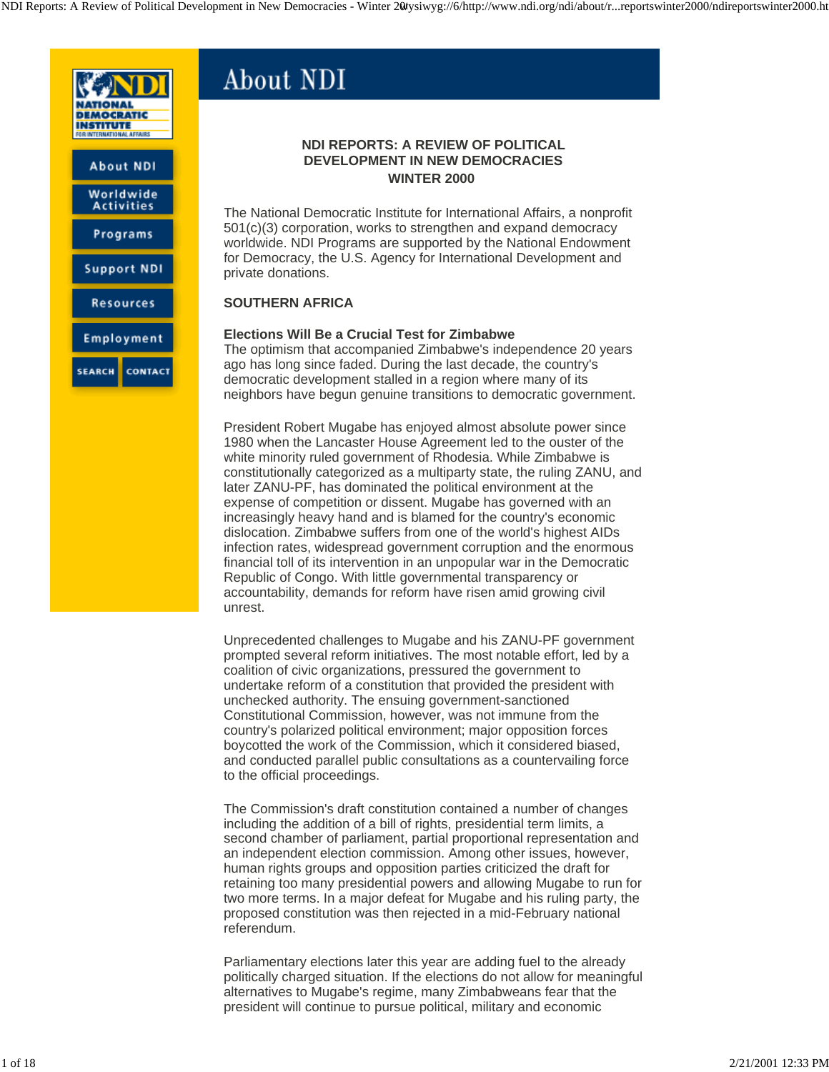# About NDI

**NDI REPORTS: A REVIEW OF POLITICAL DEVELOPMENT IN NEW DEMOCRACIES**
**WINTER 2000**

The National Democratic Institute for International Affairs, a nonprofit 501(c)(3) corporation, works to strengthen and expand democracy worldwide. NDI Programs are supported by the National Endowment for Democracy, the U.S. Agency for International Development and private donations.

## SOUTHERN AFRICA

### Elections Will Be a Crucial Test for Zimbabwe

The optimism that accompanied Zimbabwe's independence 20 years ago has long since faded. During the last decade, the country's democratic development stalled in a region where many of its neighbors have begun genuine transitions to democratic government.

President Robert Mugabe has enjoyed almost absolute power since 1980 when the Lancaster House Agreement led to the ouster of the white minority ruled government of Rhodesia. While Zimbabwe is constitutionally categorized as a multiparty state, the ruling ZANU, and later ZANU-PF, has dominated the political environment at the expense of competition or dissent. Mugabe has governed with an increasingly heavy hand and is blamed for the country's economic dislocation. Zimbabwe suffers from one of the world's highest AIDs infection rates, widespread government corruption and the enormous financial toll of its intervention in an unpopular war in the Democratic Republic of Congo. With little governmental transparency or accountability, demands for reform have risen amid growing civil unrest.

Unprecedented challenges to Mugabe and his ZANU-PF government prompted several reform initiatives. The most notable effort, led by a coalition of civic organizations, pressured the government to undertake reform of a constitution that provided the president with unchecked authority. The ensuing government-sanctioned Constitutional Commission, however, was not immune from the country's polarized political environment; major opposition forces boycotted the work of the Commission, which it considered biased, and conducted parallel public consultations as a countervailing force to the official proceedings.

The Commission's draft constitution contained a number of changes including the addition of a bill of rights, presidential term limits, a second chamber of parliament, partial proportional representation and an independent election commission. Among other issues, however, human rights groups and opposition parties criticized the draft for retaining too many presidential powers and allowing Mugabe to run for two more terms. In a major defeat for Mugabe and his ruling party, the proposed constitution was then rejected in a mid-February national referendum.

Parliamentary elections later this year are adding fuel to the already politically charged situation. If the elections do not allow for meaningful alternatives to Mugabe's regime, many Zimbabweans fear that the president will continue to pursue political, military and economic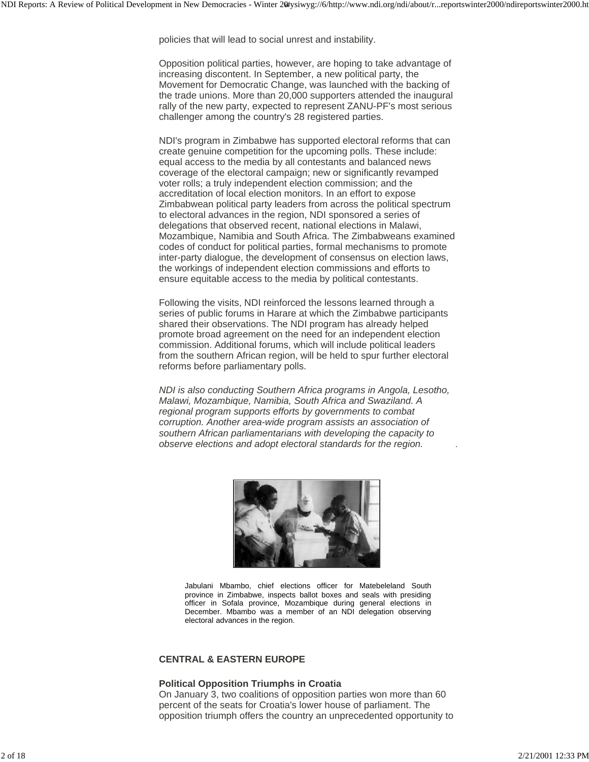policies that will lead to social unrest and instability.

Opposition political parties, however, are hoping to take advantage of increasing discontent. In September, a new political party, the Movement for Democratic Change, was launched with the backing of the trade unions. More than 20,000 supporters attended the inaugural rally of the new party, expected to represent ZANU-PF's most serious challenger among the country's 28 registered parties.

NDI's program in Zimbabwe has supported electoral reforms that can create genuine competition for the upcoming polls. These include: equal access to the media by all contestants and balanced news coverage of the electoral campaign; new or significantly revamped voter rolls; a truly independent election commission; and the accreditation of local election monitors. In an effort to expose Zimbabwean political party leaders from across the political spectrum to electoral advances in the region, NDI sponsored a series of delegations that observed recent, national elections in Malawi, Mozambique, Namibia and South Africa. The Zimbabweans examined codes of conduct for political parties, formal mechanisms to promote inter-party dialogue, the development of consensus on election laws, the workings of independent election commissions and efforts to ensure equitable access to the media by political contestants.

Following the visits, NDI reinforced the lessons learned through a series of public forums in Harare at which the Zimbabwe participants shared their observations. The NDI program has already helped promote broad agreement on the need for an independent election commission. Additional forums, which will include political leaders from the southern African region, will be held to spur further electoral reforms before parliamentary polls.

*NDI is also conducting Southern Africa programs in Angola, Lesotho, Malawi, Mozambique, Namibia, South Africa and Swaziland. A regional program supports efforts by governments to combat corruption. Another area-wide program assists an association of southern African parliamentarians with developing the capacity to observe elections and adopt electoral standards for the region.*

Jabulani Mbambo, chief elections officer for Matebeleland South province in Zimbabwe, inspects ballot boxes and seals with presiding officer in Sofala province, Mozambique during general elections in December. Mbambo was a member of an NDI delegation observing electoral advances in the region.

## CENTRAL & EASTERN EUROPE

### Political Opposition Triumphs in Croatia

On January 3, two coalitions of opposition parties won more than 60 percent of the seats for Croatia's lower house of parliament. The opposition triumph offers the country an unprecedented opportunity to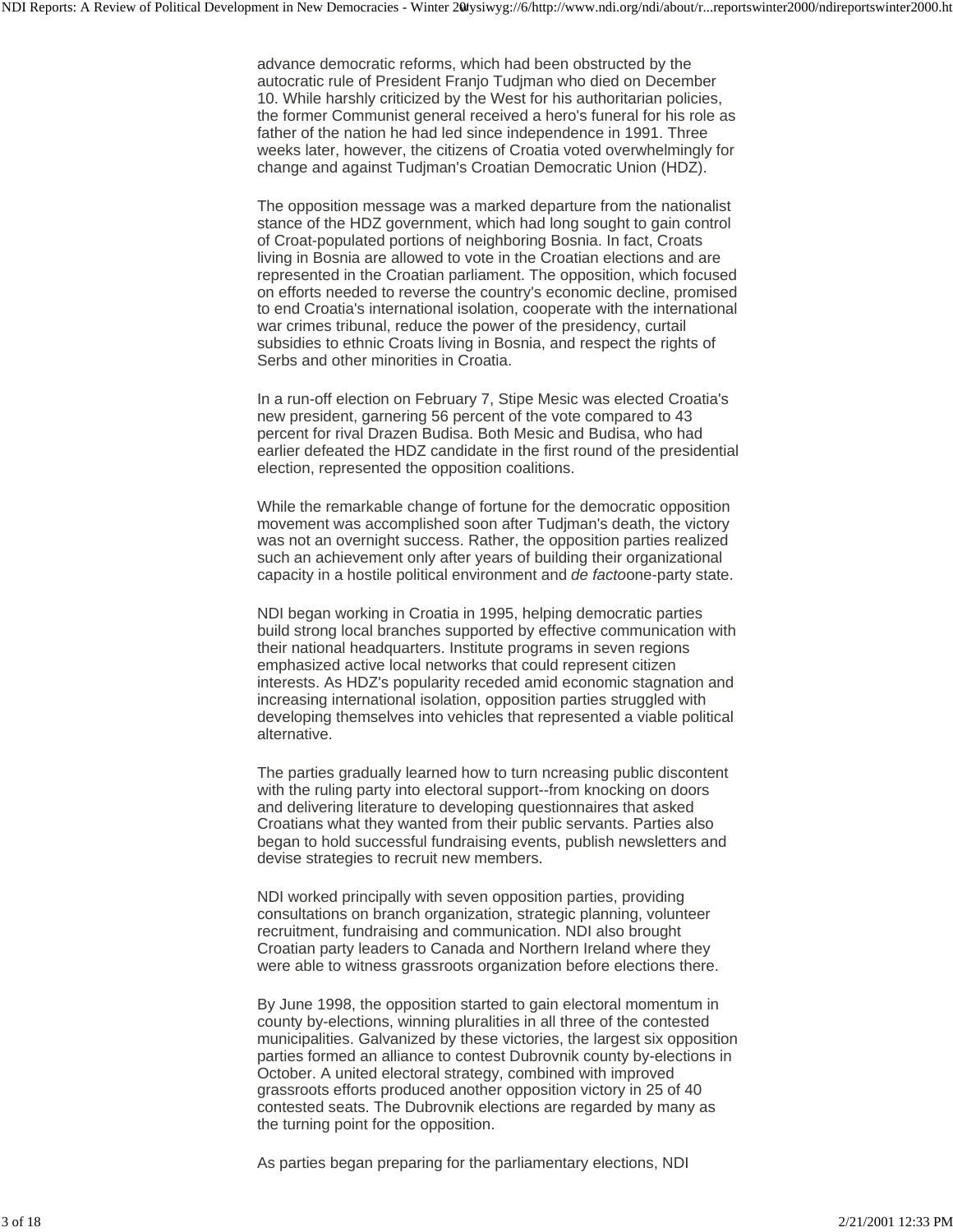advance democratic reforms, which had been obstructed by the autocratic rule of President Franjo Tudjman who died on December 10. While harshly criticized by the West for his authoritarian policies, the former Communist general received a hero's funeral for his role as father of the nation he had led since independence in 1991. Three weeks later, however, the citizens of Croatia voted overwhelmingly for change and against Tudjman's Croatian Democratic Union (HDZ).

The opposition message was a marked departure from the nationalist stance of the HDZ government, which had long sought to gain control of Croat-populated portions of neighboring Bosnia. In fact, Croats living in Bosnia are allowed to vote in the Croatian elections and are represented in the Croatian parliament. The opposition, which focused on efforts needed to reverse the country's economic decline, promised to end Croatia's international isolation, cooperate with the international war crimes tribunal, reduce the power of the presidency, curtail subsidies to ethnic Croats living in Bosnia, and respect the rights of Serbs and other minorities in Croatia.

In a run-off election on February 7, Stipe Mesic was elected Croatia's new president, garnering 56 percent of the vote compared to 43 percent for rival Drazen Budisa. Both Mesic and Budisa, who had earlier defeated the HDZ candidate in the first round of the presidential election, represented the opposition coalitions.

While the remarkable change of fortune for the democratic opposition movement was accomplished soon after Tudjman's death, the victory was not an overnight success. Rather, the opposition parties realized such an achievement only after years of building their organizational capacity in a hostile political environment and *de facto*one-party state.

NDI began working in Croatia in 1995, helping democratic parties build strong local branches supported by effective communication with their national headquarters. Institute programs in seven regions emphasized active local networks that could represent citizen interests. As HDZ's popularity receded amid economic stagnation and increasing international isolation, opposition parties struggled with developing themselves into vehicles that represented a viable political alternative.

The parties gradually learned how to turn ncreasing public discontent with the ruling party into electoral support--from knocking on doors and delivering literature to developing questionnaires that asked Croatians what they wanted from their public servants. Parties also began to hold successful fundraising events, publish newsletters and devise strategies to recruit new members.

NDI worked principally with seven opposition parties, providing consultations on branch organization, strategic planning, volunteer recruitment, fundraising and communication. NDI also brought Croatian party leaders to Canada and Northern Ireland where they were able to witness grassroots organization before elections there.

By June 1998, the opposition started to gain electoral momentum in county by-elections, winning pluralities in all three of the contested municipalities. Galvanized by these victories, the largest six opposition parties formed an alliance to contest Dubrovnik county by-elections in October. A united electoral strategy, combined with improved grassroots efforts produced another opposition victory in 25 of 40 contested seats. The Dubrovnik elections are regarded by many as the turning point for the opposition.

As parties began preparing for the parliamentary elections, NDI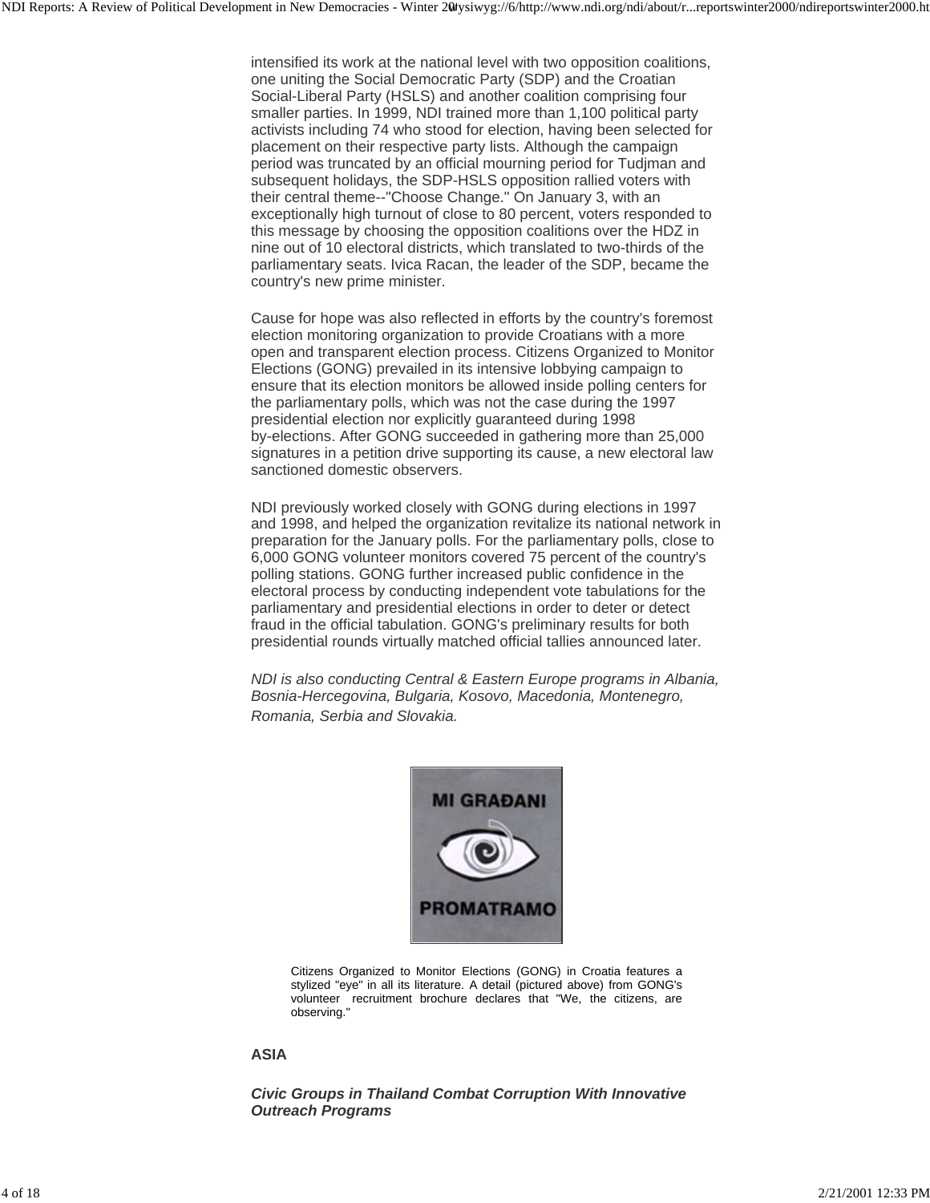intensified its work at the national level with two opposition coalitions, one uniting the Social Democratic Party (SDP) and the Croatian Social-Liberal Party (HSLS) and another coalition comprising four smaller parties. In 1999, NDI trained more than 1,100 political party activists including 74 who stood for election, having been selected for placement on their respective party lists. Although the campaign period was truncated by an official mourning period for Tudjman and subsequent holidays, the SDP-HSLS opposition rallied voters with their central theme--"Choose Change." On January 3, with an exceptionally high turnout of close to 80 percent, voters responded to this message by choosing the opposition coalitions over the HDZ in nine out of 10 electoral districts, which translated to two-thirds of the parliamentary seats. Ivica Racan, the leader of the SDP, became the country's new prime minister.

Cause for hope was also reflected in efforts by the country's foremost election monitoring organization to provide Croatians with a more open and transparent election process. Citizens Organized to Monitor Elections (GONG) prevailed in its intensive lobbying campaign to ensure that its election monitors be allowed inside polling centers for the parliamentary polls, which was not the case during the 1997 presidential election nor explicitly guaranteed during 1998 by-elections. After GONG succeeded in gathering more than 25,000 signatures in a petition drive supporting its cause, a new electoral law sanctioned domestic observers.

NDI previously worked closely with GONG during elections in 1997 and 1998, and helped the organization revitalize its national network in preparation for the January polls. For the parliamentary polls, close to 6,000 GONG volunteer monitors covered 75 percent of the country's polling stations. GONG further increased public confidence in the electoral process by conducting independent vote tabulations for the parliamentary and presidential elections in order to deter or detect fraud in the official tabulation. GONG's preliminary results for both presidential rounds virtually matched official tallies announced later.

*NDI is also conducting Central & Eastern Europe programs in Albania, Bosnia-Hercegovina, Bulgaria, Kosovo, Macedonia, Montenegro, Romania, Serbia and Slovakia.*

MI GRAĐANI

PROMATRAMO

Citizens Organized to Monitor Elections (GONG) in Croatia features a stylized "eye" in all its literature. A detail (pictured above) from GONG's volunteer recruitment brochure declares that "We, the citizens, are observing."

## ASIA

### *Civic Groups in Thailand Combat Corruption With Innovative Outreach Programs*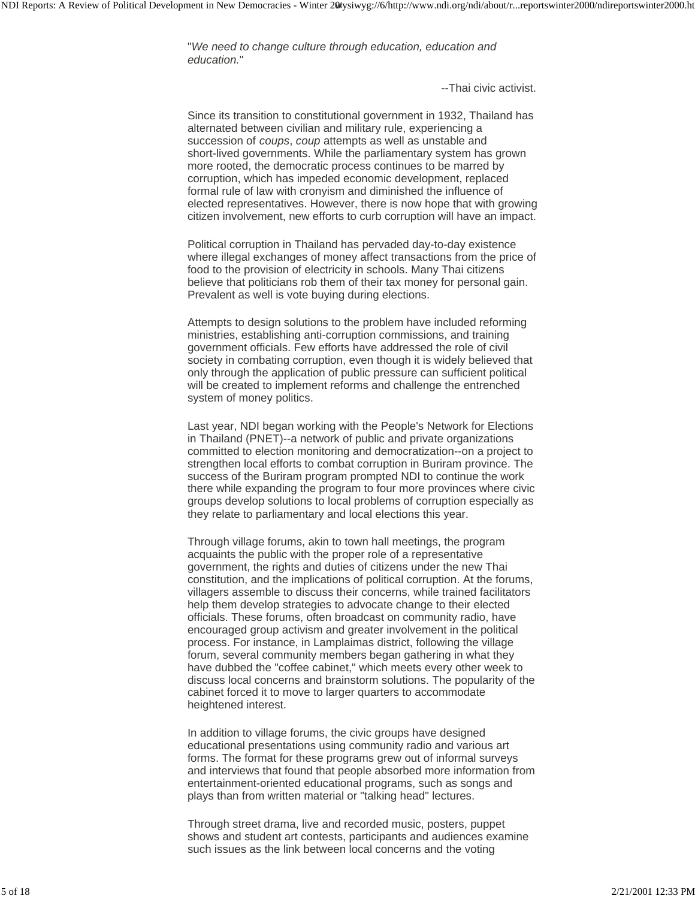"*We need to change culture through education, education and education.*"

--Thai civic activist.

Since its transition to constitutional government in 1932, Thailand has alternated between civilian and military rule, experiencing a succession of *coups*, *coup* attempts as well as unstable and short-lived governments. While the parliamentary system has grown more rooted, the democratic process continues to be marred by corruption, which has impeded economic development, replaced formal rule of law with cronyism and diminished the influence of elected representatives. However, there is now hope that with growing citizen involvement, new efforts to curb corruption will have an impact.

Political corruption in Thailand has pervaded day-to-day existence where illegal exchanges of money affect transactions from the price of food to the provision of electricity in schools. Many Thai citizens believe that politicians rob them of their tax money for personal gain. Prevalent as well is vote buying during elections.

Attempts to design solutions to the problem have included reforming ministries, establishing anti-corruption commissions, and training government officials. Few efforts have addressed the role of civil society in combating corruption, even though it is widely believed that only through the application of public pressure can sufficient political will be created to implement reforms and challenge the entrenched system of money politics.

Last year, NDI began working with the People's Network for Elections in Thailand (PNET)--a network of public and private organizations committed to election monitoring and democratization--on a project to strengthen local efforts to combat corruption in Buriram province. The success of the Buriram program prompted NDI to continue the work there while expanding the program to four more provinces where civic groups develop solutions to local problems of corruption especially as they relate to parliamentary and local elections this year.

Through village forums, akin to town hall meetings, the program acquaints the public with the proper role of a representative government, the rights and duties of citizens under the new Thai constitution, and the implications of political corruption. At the forums, villagers assemble to discuss their concerns, while trained facilitators help them develop strategies to advocate change to their elected officials. These forums, often broadcast on community radio, have encouraged group activism and greater involvement in the political process. For instance, in Lamplaimas district, following the village forum, several community members began gathering in what they have dubbed the "coffee cabinet," which meets every other week to discuss local concerns and brainstorm solutions. The popularity of the cabinet forced it to move to larger quarters to accommodate heightened interest.

In addition to village forums, the civic groups have designed educational presentations using community radio and various art forms. The format for these programs grew out of informal surveys and interviews that found that people absorbed more information from entertainment-oriented educational programs, such as songs and plays than from written material or "talking head" lectures.

Through street drama, live and recorded music, posters, puppet shows and student art contests, participants and audiences examine such issues as the link between local concerns and the voting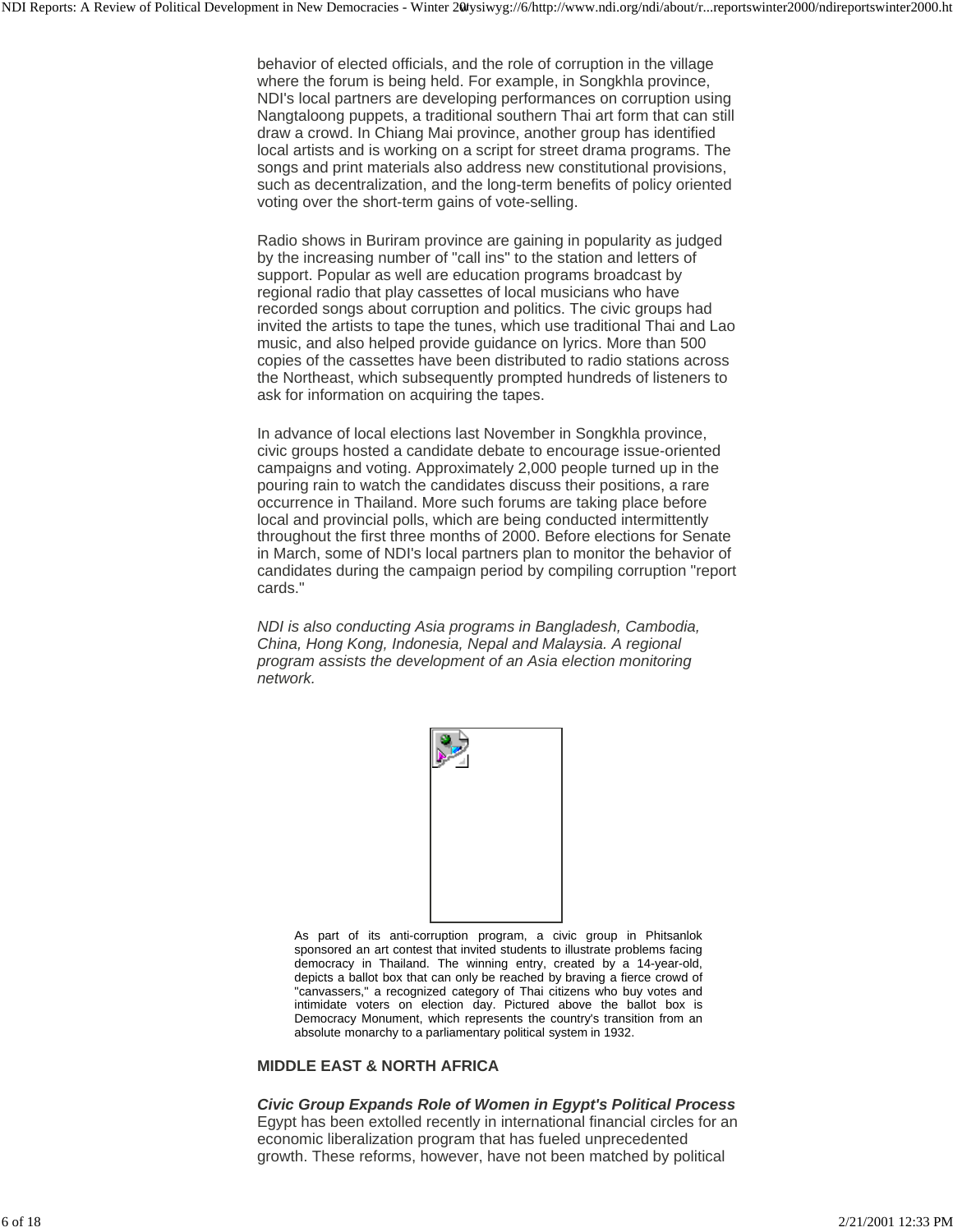behavior of elected officials, and the role of corruption in the village where the forum is being held. For example, in Songkhla province, NDI's local partners are developing performances on corruption using Nangtaloong puppets, a traditional southern Thai art form that can still draw a crowd. In Chiang Mai province, another group has identified local artists and is working on a script for street drama programs. The songs and print materials also address new constitutional provisions, such as decentralization, and the long-term benefits of policy oriented voting over the short-term gains of vote-selling.

Radio shows in Buriram province are gaining in popularity as judged by the increasing number of "call ins" to the station and letters of support. Popular as well are education programs broadcast by regional radio that play cassettes of local musicians who have recorded songs about corruption and politics. The civic groups had invited the artists to tape the tunes, which use traditional Thai and Lao music, and also helped provide guidance on lyrics. More than 500 copies of the cassettes have been distributed to radio stations across the Northeast, which subsequently prompted hundreds of listeners to ask for information on acquiring the tapes.

In advance of local elections last November in Songkhla province, civic groups hosted a candidate debate to encourage issue-oriented campaigns and voting. Approximately 2,000 people turned up in the pouring rain to watch the candidates discuss their positions, a rare occurrence in Thailand. More such forums are taking place before local and provincial polls, which are being conducted intermittently throughout the first three months of 2000. Before elections for Senate in March, some of NDI's local partners plan to monitor the behavior of candidates during the campaign period by compiling corruption "report cards."

*NDI is also conducting Asia programs in Bangladesh, Cambodia, China, Hong Kong, Indonesia, Nepal and Malaysia. A regional program assists the development of an Asia election monitoring network.*

As part of its anti-corruption program, a civic group in Phitsanlok sponsored an art contest that invited students to illustrate problems facing democracy in Thailand. The winning entry, created by a 14-year-old, depicts a ballot box that can only be reached by braving a fierce crowd of "canvassers," a recognized category of Thai citizens who buy votes and intimidate voters on election day. Pictured above the ballot box is Democracy Monument, which represents the country's transition from an absolute monarchy to a parliamentary political system in 1932.

## MIDDLE EAST & NORTH AFRICA

***Civic Group Expands Role of Women in Egypt's Political Process***

Egypt has been extolled recently in international financial circles for an economic liberalization program that has fueled unprecedented growth. These reforms, however, have not been matched by political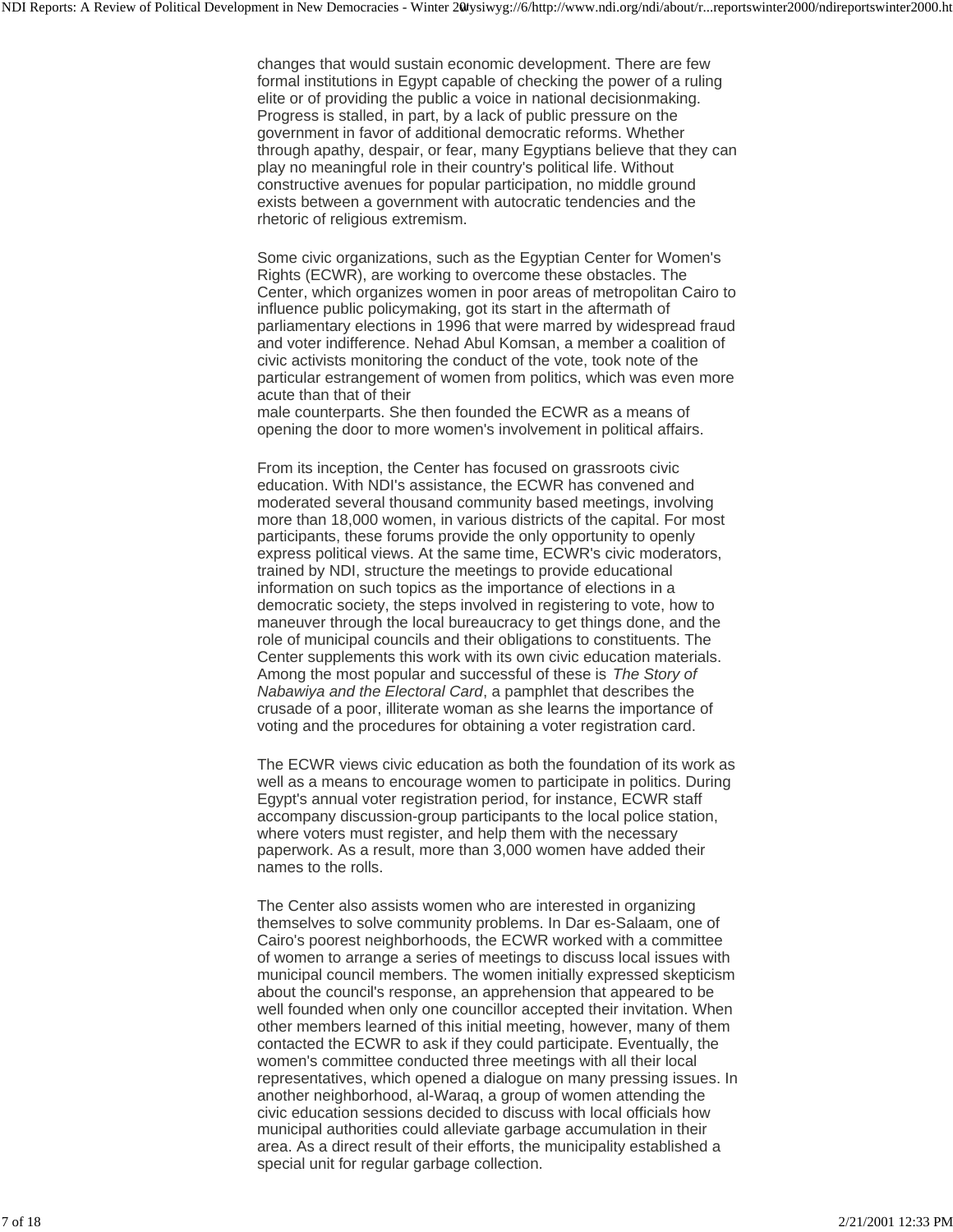changes that would sustain economic development. There are few formal institutions in Egypt capable of checking the power of a ruling elite or of providing the public a voice in national decisionmaking. Progress is stalled, in part, by a lack of public pressure on the government in favor of additional democratic reforms. Whether through apathy, despair, or fear, many Egyptians believe that they can play no meaningful role in their country's political life. Without constructive avenues for popular participation, no middle ground exists between a government with autocratic tendencies and the rhetoric of religious extremism.

Some civic organizations, such as the Egyptian Center for Women's Rights (ECWR), are working to overcome these obstacles. The Center, which organizes women in poor areas of metropolitan Cairo to influence public policymaking, got its start in the aftermath of parliamentary elections in 1996 that were marred by widespread fraud and voter indifference. Nehad Abul Komsan, a member a coalition of civic activists monitoring the conduct of the vote, took note of the particular estrangement of women from politics, which was even more acute than that of their male counterparts. She then founded the ECWR as a means of opening the door to more women's involvement in political affairs.

From its inception, the Center has focused on grassroots civic education. With NDI's assistance, the ECWR has convened and moderated several thousand community based meetings, involving more than 18,000 women, in various districts of the capital. For most participants, these forums provide the only opportunity to openly express political views. At the same time, ECWR's civic moderators, trained by NDI, structure the meetings to provide educational information on such topics as the importance of elections in a democratic society, the steps involved in registering to vote, how to maneuver through the local bureaucracy to get things done, and the role of municipal councils and their obligations to constituents. The Center supplements this work with its own civic education materials. Among the most popular and successful of these is *The Story of Nabawiya and the Electoral Card*, a pamphlet that describes the crusade of a poor, illiterate woman as she learns the importance of voting and the procedures for obtaining a voter registration card.

The ECWR views civic education as both the foundation of its work as well as a means to encourage women to participate in politics. During Egypt's annual voter registration period, for instance, ECWR staff accompany discussion-group participants to the local police station, where voters must register, and help them with the necessary paperwork. As a result, more than 3,000 women have added their names to the rolls.

The Center also assists women who are interested in organizing themselves to solve community problems. In Dar es-Salaam, one of Cairo's poorest neighborhoods, the ECWR worked with a committee of women to arrange a series of meetings to discuss local issues with municipal council members. The women initially expressed skepticism about the council's response, an apprehension that appeared to be well founded when only one councillor accepted their invitation. When other members learned of this initial meeting, however, many of them contacted the ECWR to ask if they could participate. Eventually, the women's committee conducted three meetings with all their local representatives, which opened a dialogue on many pressing issues. In another neighborhood, al-Waraq, a group of women attending the civic education sessions decided to discuss with local officials how municipal authorities could alleviate garbage accumulation in their area. As a direct result of their efforts, the municipality established a special unit for regular garbage collection.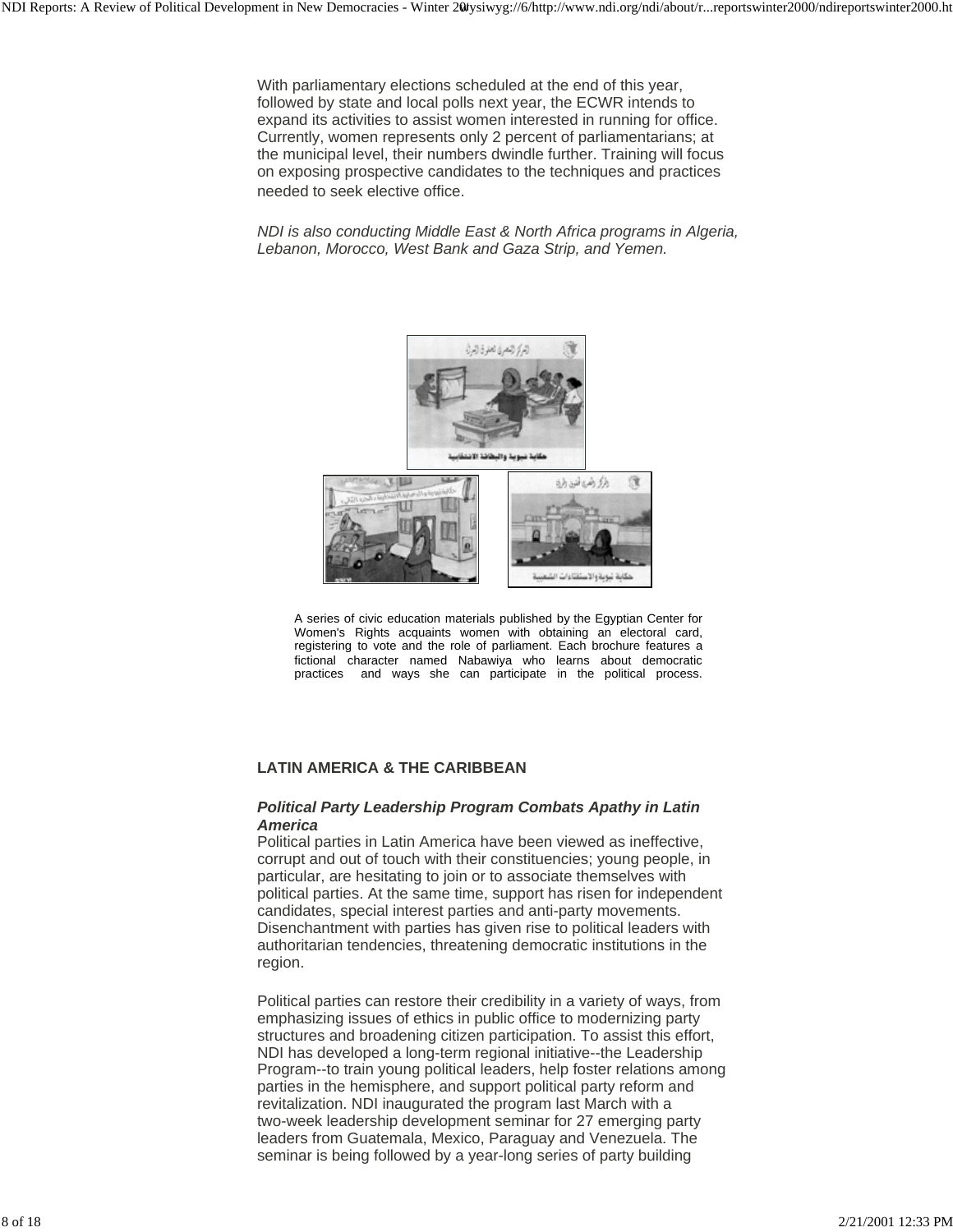With parliamentary elections scheduled at the end of this year, followed by state and local polls next year, the ECWR intends to expand its activities to assist women interested in running for office. Currently, women represents only 2 percent of parliamentarians; at the municipal level, their numbers dwindle further. Training will focus on exposing prospective candidates to the techniques and practices needed to seek elective office.

*NDI is also conducting Middle East & North Africa programs in Algeria, Lebanon, Morocco, West Bank and Gaza Strip, and Yemen.*

A series of civic education materials published by the Egyptian Center for Women's Rights acquaints women with obtaining an electoral card, registering to vote and the role of parliament. Each brochure features a fictional character named Nabawiya who learns about democratic practices and ways she can participate in the political process.

## LATIN AMERICA & THE CARIBBEAN

### *Political Party Leadership Program Combats Apathy in Latin America*

Political parties in Latin America have been viewed as ineffective, corrupt and out of touch with their constituencies; young people, in particular, are hesitating to join or to associate themselves with political parties. At the same time, support has risen for independent candidates, special interest parties and anti-party movements. Disenchantment with parties has given rise to political leaders with authoritarian tendencies, threatening democratic institutions in the region.

Political parties can restore their credibility in a variety of ways, from emphasizing issues of ethics in public office to modernizing party structures and broadening citizen participation. To assist this effort, NDI has developed a long-term regional initiative--the Leadership Program--to train young political leaders, help foster relations among parties in the hemisphere, and support political party reform and revitalization. NDI inaugurated the program last March with a two-week leadership development seminar for 27 emerging party leaders from Guatemala, Mexico, Paraguay and Venezuela. The seminar is being followed by a year-long series of party building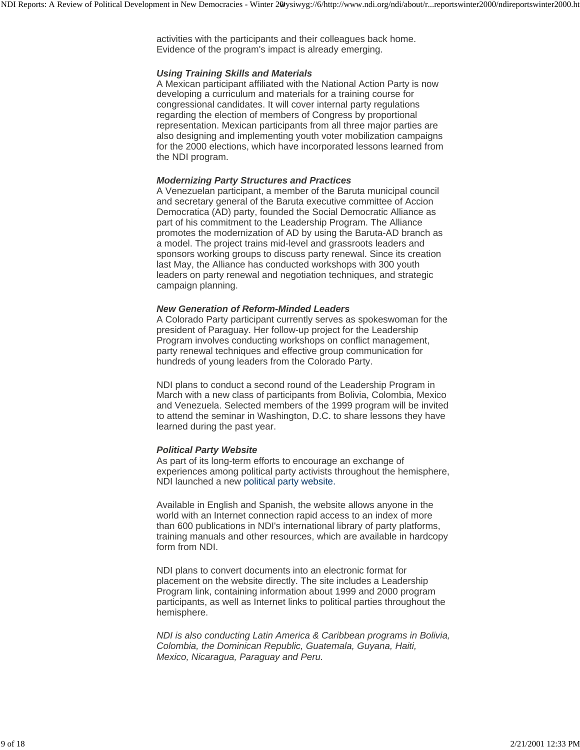activities with the participants and their colleagues back home. Evidence of the program's impact is already emerging.

***Using Training Skills and Materials***

A Mexican participant affiliated with the National Action Party is now developing a curriculum and materials for a training course for congressional candidates. It will cover internal party regulations regarding the election of members of Congress by proportional representation. Mexican participants from all three major parties are also designing and implementing youth voter mobilization campaigns for the 2000 elections, which have incorporated lessons learned from the NDI program.

***Modernizing Party Structures and Practices***

A Venezuelan participant, a member of the Baruta municipal council and secretary general of the Baruta executive committee of Accion Democratica (AD) party, founded the Social Democratic Alliance as part of his commitment to the Leadership Program. The Alliance promotes the modernization of AD by using the Baruta-AD branch as a model. The project trains mid-level and grassroots leaders and sponsors working groups to discuss party renewal. Since its creation last May, the Alliance has conducted workshops with 300 youth leaders on party renewal and negotiation techniques, and strategic campaign planning.

***New Generation of Reform-Minded Leaders***

A Colorado Party participant currently serves as spokeswoman for the president of Paraguay. Her follow-up project for the Leadership Program involves conducting workshops on conflict management, party renewal techniques and effective group communication for hundreds of young leaders from the Colorado Party.

NDI plans to conduct a second round of the Leadership Program in March with a new class of participants from Bolivia, Colombia, Mexico and Venezuela. Selected members of the 1999 program will be invited to attend the seminar in Washington, D.C. to share lessons they have learned during the past year.

***Political Party Website***

As part of its long-term efforts to encourage an exchange of experiences among political party activists throughout the hemisphere, NDI launched a new political party website.

Available in English and Spanish, the website allows anyone in the world with an Internet connection rapid access to an index of more than 600 publications in NDI's international library of party platforms, training manuals and other resources, which are available in hardcopy form from NDI.

NDI plans to convert documents into an electronic format for placement on the website directly. The site includes a Leadership Program link, containing information about 1999 and 2000 program participants, as well as Internet links to political parties throughout the hemisphere.

*NDI is also conducting Latin America & Caribbean programs in Bolivia, Colombia, the Dominican Republic, Guatemala, Guyana, Haiti, Mexico, Nicaragua, Paraguay and Peru.*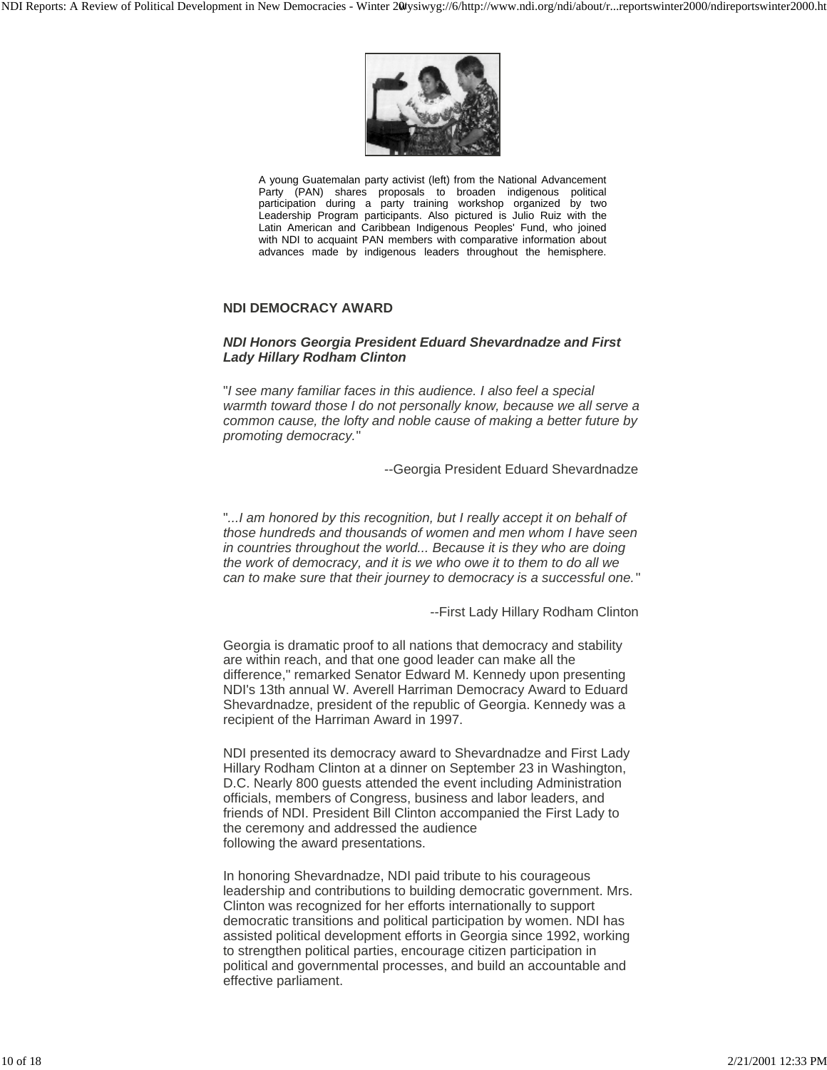A young Guatemalan party activist (left) from the National Advancement Party (PAN) shares proposals to broaden indigenous political participation during a party training workshop organized by two Leadership Program participants. Also pictured is Julio Ruiz with the Latin American and Caribbean Indigenous Peoples' Fund, who joined with NDI to acquaint PAN members with comparative information about advances made by indigenous leaders throughout the hemisphere.

## NDI DEMOCRACY AWARD

### *NDI Honors Georgia President Eduard Shevardnadze and First Lady Hillary Rodham Clinton*

"*I see many familiar faces in this audience. I also feel a special warmth toward those I do not personally know, because we all serve a common cause, the lofty and noble cause of making a better future by promoting democracy.*"

--Georgia President Eduard Shevardnadze

"*...I am honored by this recognition, but I really accept it on behalf of those hundreds and thousands of women and men whom I have seen in countries throughout the world... Because it is they who are doing the work of democracy, and it is we who owe it to them to do all we can to make sure that their journey to democracy is a successful one.*"

--First Lady Hillary Rodham Clinton

Georgia is dramatic proof to all nations that democracy and stability are within reach, and that one good leader can make all the difference," remarked Senator Edward M. Kennedy upon presenting NDI's 13th annual W. Averell Harriman Democracy Award to Eduard Shevardnadze, president of the republic of Georgia. Kennedy was a recipient of the Harriman Award in 1997.

NDI presented its democracy award to Shevardnadze and First Lady Hillary Rodham Clinton at a dinner on September 23 in Washington, D.C. Nearly 800 guests attended the event including Administration officials, members of Congress, business and labor leaders, and friends of NDI. President Bill Clinton accompanied the First Lady to the ceremony and addressed the audience following the award presentations.

In honoring Shevardnadze, NDI paid tribute to his courageous leadership and contributions to building democratic government. Mrs. Clinton was recognized for her efforts internationally to support democratic transitions and political participation by women. NDI has assisted political development efforts in Georgia since 1992, working to strengthen political parties, encourage citizen participation in political and governmental processes, and build an accountable and effective parliament.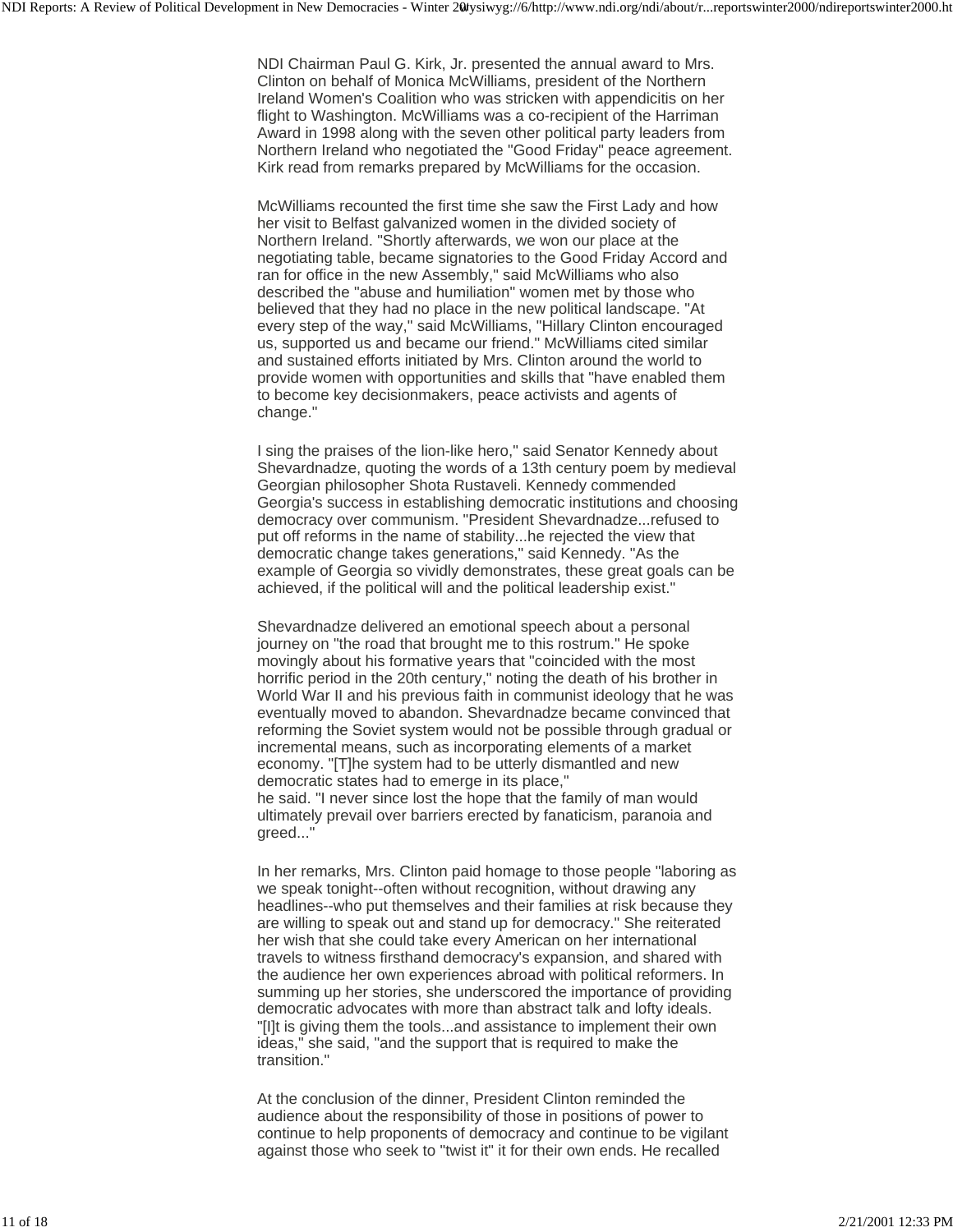NDI Chairman Paul G. Kirk, Jr. presented the annual award to Mrs. Clinton on behalf of Monica McWilliams, president of the Northern Ireland Women's Coalition who was stricken with appendicitis on her flight to Washington. McWilliams was a co-recipient of the Harriman Award in 1998 along with the seven other political party leaders from Northern Ireland who negotiated the "Good Friday" peace agreement. Kirk read from remarks prepared by McWilliams for the occasion.

McWilliams recounted the first time she saw the First Lady and how her visit to Belfast galvanized women in the divided society of Northern Ireland. "Shortly afterwards, we won our place at the negotiating table, became signatories to the Good Friday Accord and ran for office in the new Assembly," said McWilliams who also described the "abuse and humiliation" women met by those who believed that they had no place in the new political landscape. "At every step of the way," said McWilliams, "Hillary Clinton encouraged us, supported us and became our friend." McWilliams cited similar and sustained efforts initiated by Mrs. Clinton around the world to provide women with opportunities and skills that "have enabled them to become key decisionmakers, peace activists and agents of change."

I sing the praises of the lion-like hero," said Senator Kennedy about Shevardnadze, quoting the words of a 13th century poem by medieval Georgian philosopher Shota Rustaveli. Kennedy commended Georgia's success in establishing democratic institutions and choosing democracy over communism. "President Shevardnadze...refused to put off reforms in the name of stability...he rejected the view that democratic change takes generations," said Kennedy. "As the example of Georgia so vividly demonstrates, these great goals can be achieved, if the political will and the political leadership exist."

Shevardnadze delivered an emotional speech about a personal journey on "the road that brought me to this rostrum." He spoke movingly about his formative years that "coincided with the most horrific period in the 20th century," noting the death of his brother in World War II and his previous faith in communist ideology that he was eventually moved to abandon. Shevardnadze became convinced that reforming the Soviet system would not be possible through gradual or incremental means, such as incorporating elements of a market economy. "[T]he system had to be utterly dismantled and new democratic states had to emerge in its place," he said. "I never since lost the hope that the family of man would ultimately prevail over barriers erected by fanaticism, paranoia and greed..."

In her remarks, Mrs. Clinton paid homage to those people "laboring as we speak tonight--often without recognition, without drawing any headlines--who put themselves and their families at risk because they are willing to speak out and stand up for democracy." She reiterated her wish that she could take every American on her international travels to witness firsthand democracy's expansion, and shared with the audience her own experiences abroad with political reformers. In summing up her stories, she underscored the importance of providing democratic advocates with more than abstract talk and lofty ideals. "[I]t is giving them the tools...and assistance to implement their own ideas," she said, "and the support that is required to make the transition."

At the conclusion of the dinner, President Clinton reminded the audience about the responsibility of those in positions of power to continue to help proponents of democracy and continue to be vigilant against those who seek to "twist it" it for their own ends. He recalled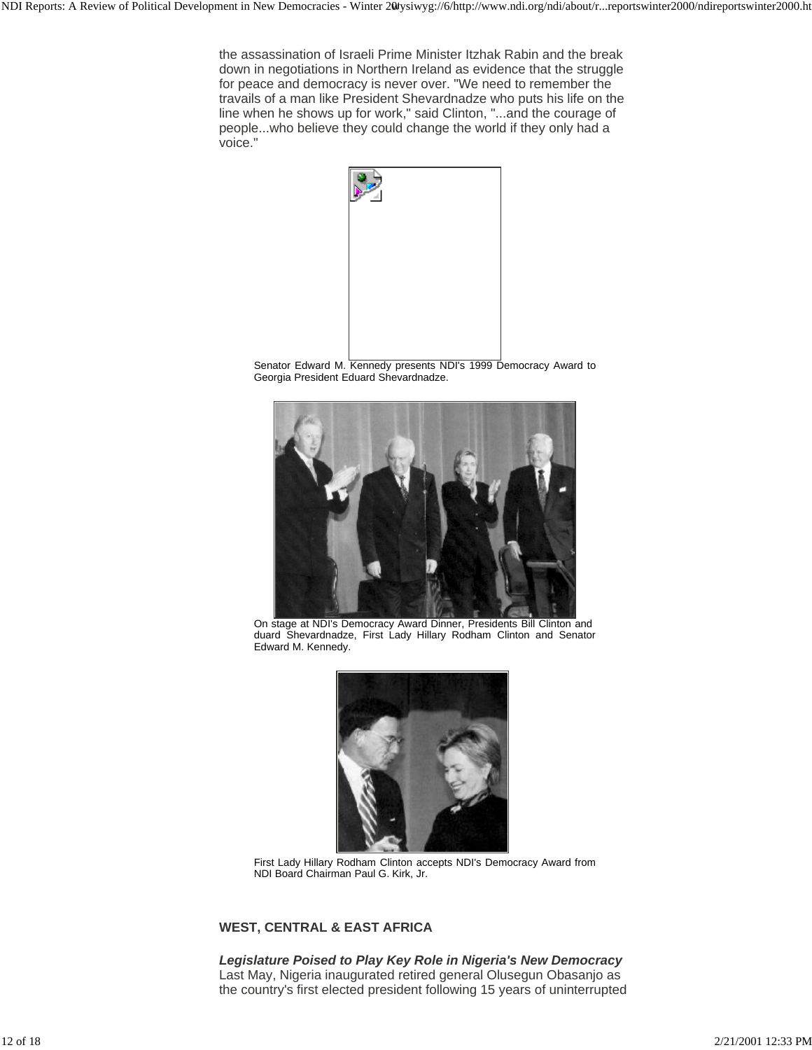the assassination of Israeli Prime Minister Itzhak Rabin and the break down in negotiations in Northern Ireland as evidence that the struggle for peace and democracy is never over. "We need to remember the travails of a man like President Shevardnadze who puts his life on the line when he shows up for work," said Clinton, "...and the courage of people...who believe they could change the world if they only had a voice."

Senator Edward M. Kennedy presents NDI's 1999 Democracy Award to Georgia President Eduard Shevardnadze.

On stage at NDI's Democracy Award Dinner, Presidents Bill Clinton and duard Shevardnadze, First Lady Hillary Rodham Clinton and Senator Edward M. Kennedy.

First Lady Hillary Rodham Clinton accepts NDI's Democracy Award from NDI Board Chairman Paul G. Kirk, Jr.

## WEST, CENTRAL & EAST AFRICA

***Legislature Poised to Play Key Role in Nigeria's New Democracy***

Last May, Nigeria inaugurated retired general Olusegun Obasanjo as the country's first elected president following 15 years of uninterrupted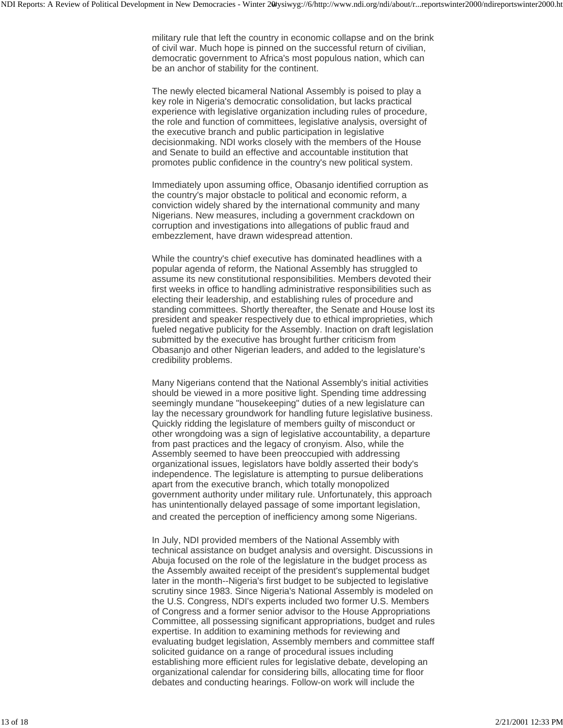military rule that left the country in economic collapse and on the brink of civil war. Much hope is pinned on the successful return of civilian, democratic government to Africa's most populous nation, which can be an anchor of stability for the continent.

The newly elected bicameral National Assembly is poised to play a key role in Nigeria's democratic consolidation, but lacks practical experience with legislative organization including rules of procedure, the role and function of committees, legislative analysis, oversight of the executive branch and public participation in legislative decisionmaking. NDI works closely with the members of the House and Senate to build an effective and accountable institution that promotes public confidence in the country's new political system.

Immediately upon assuming office, Obasanjo identified corruption as the country's major obstacle to political and economic reform, a conviction widely shared by the international community and many Nigerians. New measures, including a government crackdown on corruption and investigations into allegations of public fraud and embezzlement, have drawn widespread attention.

While the country's chief executive has dominated headlines with a popular agenda of reform, the National Assembly has struggled to assume its new constitutional responsibilities. Members devoted their first weeks in office to handling administrative responsibilities such as electing their leadership, and establishing rules of procedure and standing committees. Shortly thereafter, the Senate and House lost its president and speaker respectively due to ethical improprieties, which fueled negative publicity for the Assembly. Inaction on draft legislation submitted by the executive has brought further criticism from Obasanjo and other Nigerian leaders, and added to the legislature's credibility problems.

Many Nigerians contend that the National Assembly's initial activities should be viewed in a more positive light. Spending time addressing seemingly mundane "housekeeping" duties of a new legislature can lay the necessary groundwork for handling future legislative business. Quickly ridding the legislature of members guilty of misconduct or other wrongdoing was a sign of legislative accountability, a departure from past practices and the legacy of cronyism. Also, while the Assembly seemed to have been preoccupied with addressing organizational issues, legislators have boldly asserted their body's independence. The legislature is attempting to pursue deliberations apart from the executive branch, which totally monopolized government authority under military rule. Unfortunately, this approach has unintentionally delayed passage of some important legislation, and created the perception of inefficiency among some Nigerians.

In July, NDI provided members of the National Assembly with technical assistance on budget analysis and oversight. Discussions in Abuja focused on the role of the legislature in the budget process as the Assembly awaited receipt of the president's supplemental budget later in the month--Nigeria's first budget to be subjected to legislative scrutiny since 1983. Since Nigeria's National Assembly is modeled on the U.S. Congress, NDI's experts included two former U.S. Members of Congress and a former senior advisor to the House Appropriations Committee, all possessing significant appropriations, budget and rules expertise. In addition to examining methods for reviewing and evaluating budget legislation, Assembly members and committee staff solicited guidance on a range of procedural issues including establishing more efficient rules for legislative debate, developing an organizational calendar for considering bills, allocating time for floor debates and conducting hearings. Follow-on work will include the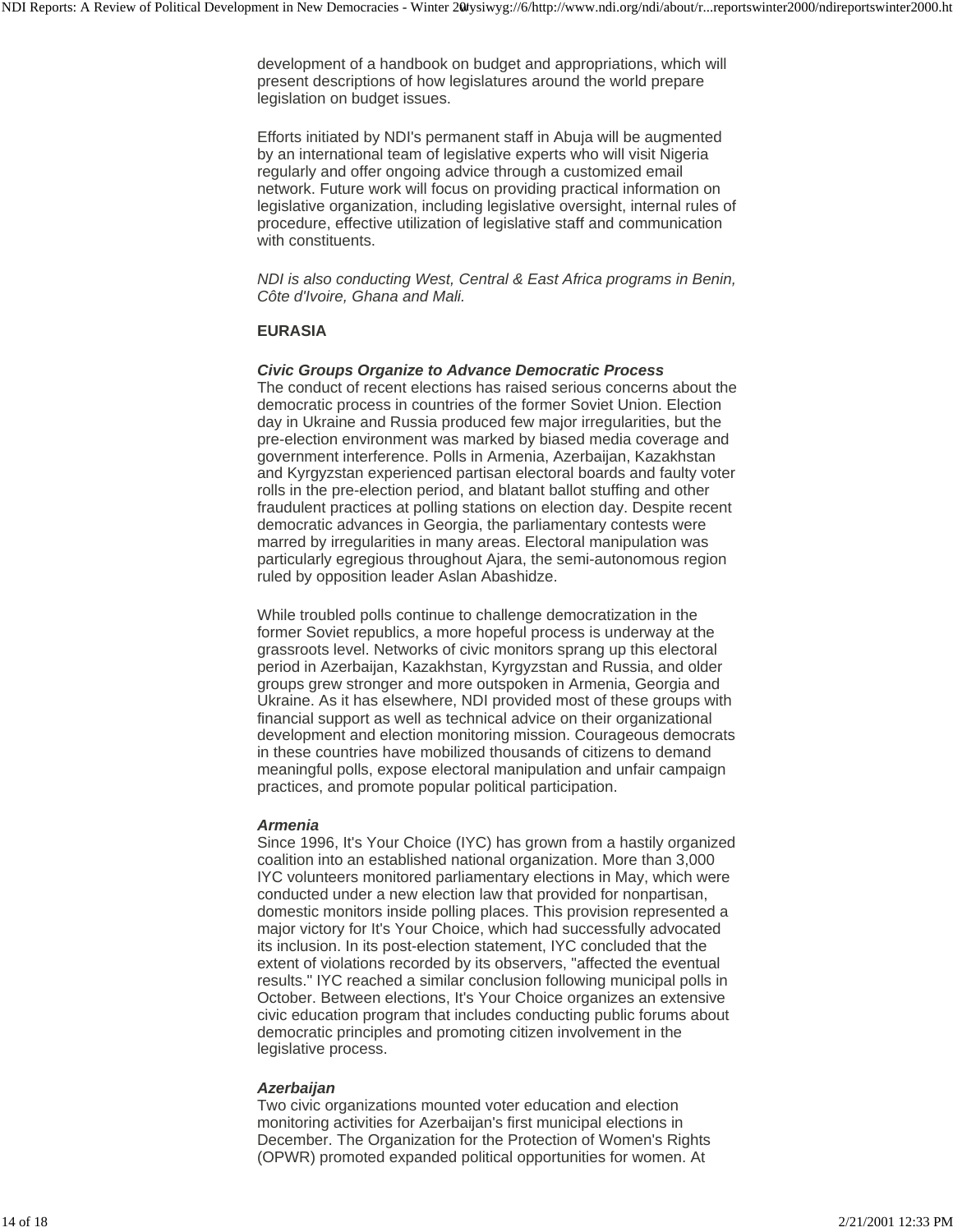development of a handbook on budget and appropriations, which will present descriptions of how legislatures around the world prepare legislation on budget issues.

Efforts initiated by NDI's permanent staff in Abuja will be augmented by an international team of legislative experts who will visit Nigeria regularly and offer ongoing advice through a customized email network. Future work will focus on providing practical information on legislative organization, including legislative oversight, internal rules of procedure, effective utilization of legislative staff and communication with constituents.

*NDI is also conducting West, Central & East Africa programs in Benin, Côte d'Ivoire, Ghana and Mali.*

## EURASIA

***Civic Groups Organize to Advance Democratic Process***

The conduct of recent elections has raised serious concerns about the democratic process in countries of the former Soviet Union. Election day in Ukraine and Russia produced few major irregularities, but the pre-election environment was marked by biased media coverage and government interference. Polls in Armenia, Azerbaijan, Kazakhstan and Kyrgyzstan experienced partisan electoral boards and faulty voter rolls in the pre-election period, and blatant ballot stuffing and other fraudulent practices at polling stations on election day. Despite recent democratic advances in Georgia, the parliamentary contests were marred by irregularities in many areas. Electoral manipulation was particularly egregious throughout Ajara, the semi-autonomous region ruled by opposition leader Aslan Abashidze.

While troubled polls continue to challenge democratization in the former Soviet republics, a more hopeful process is underway at the grassroots level. Networks of civic monitors sprang up this electoral period in Azerbaijan, Kazakhstan, Kyrgyzstan and Russia, and older groups grew stronger and more outspoken in Armenia, Georgia and Ukraine. As it has elsewhere, NDI provided most of these groups with financial support as well as technical advice on their organizational development and election monitoring mission. Courageous democrats in these countries have mobilized thousands of citizens to demand meaningful polls, expose electoral manipulation and unfair campaign practices, and promote popular political participation.

***Armenia***

Since 1996, It's Your Choice (IYC) has grown from a hastily organized coalition into an established national organization. More than 3,000 IYC volunteers monitored parliamentary elections in May, which were conducted under a new election law that provided for nonpartisan, domestic monitors inside polling places. This provision represented a major victory for It's Your Choice, which had successfully advocated its inclusion. In its post-election statement, IYC concluded that the extent of violations recorded by its observers, "affected the eventual results." IYC reached a similar conclusion following municipal polls in October. Between elections, It's Your Choice organizes an extensive civic education program that includes conducting public forums about democratic principles and promoting citizen involvement in the legislative process.

***Azerbaijan***

Two civic organizations mounted voter education and election monitoring activities for Azerbaijan's first municipal elections in December. The Organization for the Protection of Women's Rights (OPWR) promoted expanded political opportunities for women. At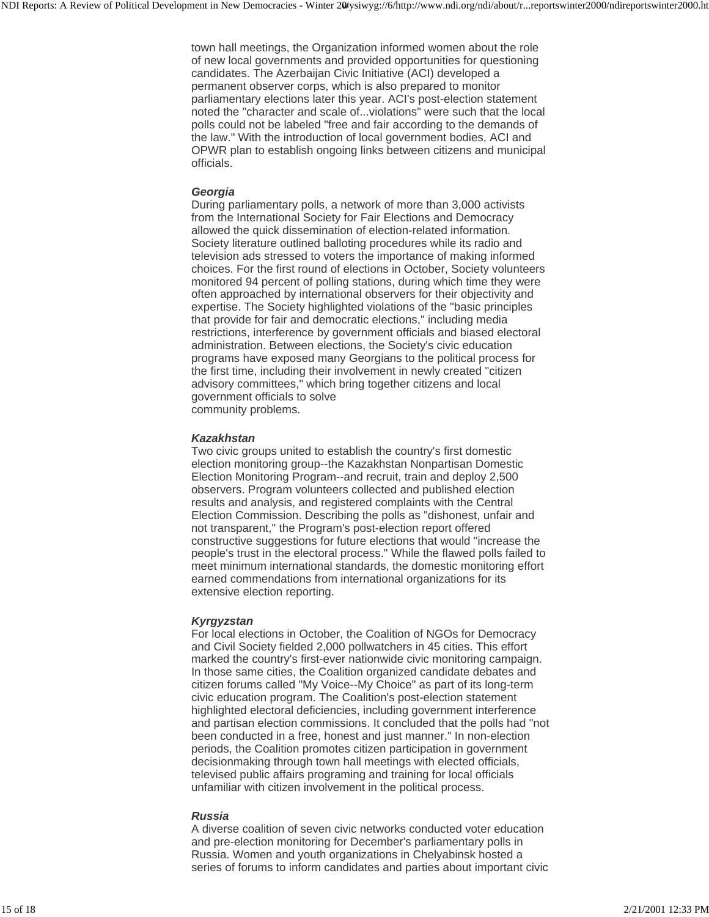town hall meetings, the Organization informed women about the role of new local governments and provided opportunities for questioning candidates. The Azerbaijan Civic Initiative (ACI) developed a permanent observer corps, which is also prepared to monitor parliamentary elections later this year. ACI's post-election statement noted the "character and scale of...violations" were such that the local polls could not be labeled "free and fair according to the demands of the law." With the introduction of local government bodies, ACI and OPWR plan to establish ongoing links between citizens and municipal officials.

***Georgia***

During parliamentary polls, a network of more than 3,000 activists from the International Society for Fair Elections and Democracy allowed the quick dissemination of election-related information. Society literature outlined balloting procedures while its radio and television ads stressed to voters the importance of making informed choices. For the first round of elections in October, Society volunteers monitored 94 percent of polling stations, during which time they were often approached by international observers for their objectivity and expertise. The Society highlighted violations of the "basic principles that provide for fair and democratic elections," including media restrictions, interference by government officials and biased electoral administration. Between elections, the Society's civic education programs have exposed many Georgians to the political process for the first time, including their involvement in newly created "citizen advisory committees," which bring together citizens and local government officials to solve community problems.

***Kazakhstan***

Two civic groups united to establish the country's first domestic election monitoring group--the Kazakhstan Nonpartisan Domestic Election Monitoring Program--and recruit, train and deploy 2,500 observers. Program volunteers collected and published election results and analysis, and registered complaints with the Central Election Commission. Describing the polls as "dishonest, unfair and not transparent," the Program's post-election report offered constructive suggestions for future elections that would "increase the people's trust in the electoral process." While the flawed polls failed to meet minimum international standards, the domestic monitoring effort earned commendations from international organizations for its extensive election reporting.

***Kyrgyzstan***

For local elections in October, the Coalition of NGOs for Democracy and Civil Society fielded 2,000 pollwatchers in 45 cities. This effort marked the country's first-ever nationwide civic monitoring campaign. In those same cities, the Coalition organized candidate debates and citizen forums called "My Voice--My Choice" as part of its long-term civic education program. The Coalition's post-election statement highlighted electoral deficiencies, including government interference and partisan election commissions. It concluded that the polls had "not been conducted in a free, honest and just manner." In non-election periods, the Coalition promotes citizen participation in government decisionmaking through town hall meetings with elected officials, televised public affairs programing and training for local officials unfamiliar with citizen involvement in the political process.

***Russia***

A diverse coalition of seven civic networks conducted voter education and pre-election monitoring for December's parliamentary polls in Russia. Women and youth organizations in Chelyabinsk hosted a series of forums to inform candidates and parties about important civic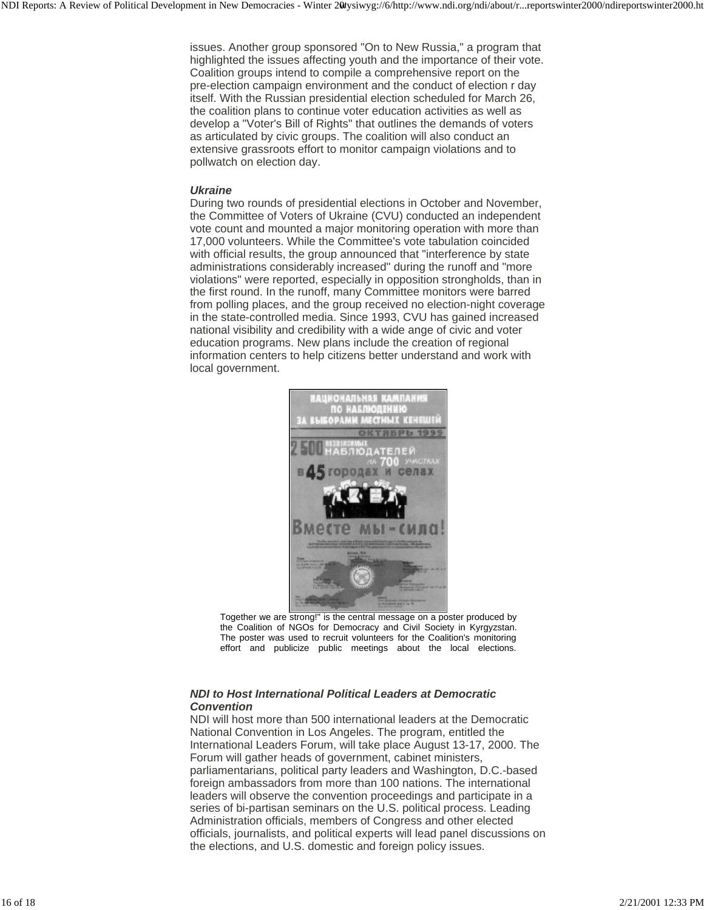issues. Another group sponsored "On to New Russia," a program that highlighted the issues affecting youth and the importance of their vote. Coalition groups intend to compile a comprehensive report on the pre-election campaign environment and the conduct of election r day itself. With the Russian presidential election scheduled for March 26, the coalition plans to continue voter education activities as well as develop a "Voter's Bill of Rights" that outlines the demands of voters as articulated by civic groups. The coalition will also conduct an extensive grassroots effort to monitor campaign violations and to pollwatch on election day.

***Ukraine***

During two rounds of presidential elections in October and November, the Committee of Voters of Ukraine (CVU) conducted an independent vote count and mounted a major monitoring operation with more than 17,000 volunteers. While the Committee's vote tabulation coincided with official results, the group announced that "interference by state administrations considerably increased" during the runoff and "more violations" were reported, especially in opposition strongholds, than in the first round. In the runoff, many Committee monitors were barred from polling places, and the group received no election-night coverage in the state-controlled media. Since 1993, CVU has gained increased national visibility and credibility with a wide ange of civic and voter education programs. New plans include the creation of regional information centers to help citizens better understand and work with local government.

Together we are strong!" is the central message on a poster produced by the Coalition of NGOs for Democracy and Civil Society in Kyrgyzstan. The poster was used to recruit volunteers for the Coalition's monitoring effort and publicize public meetings about the local elections.

***NDI to Host International Political Leaders at Democratic Convention***

NDI will host more than 500 international leaders at the Democratic National Convention in Los Angeles. The program, entitled the International Leaders Forum, will take place August 13-17, 2000. The Forum will gather heads of government, cabinet ministers, parliamentarians, political party leaders and Washington, D.C.-based foreign ambassadors from more than 100 nations. The international leaders will observe the convention proceedings and participate in a series of bi-partisan seminars on the U.S. political process. Leading Administration officials, members of Congress and other elected officials, journalists, and political experts will lead panel discussions on the elections, and U.S. domestic and foreign policy issues.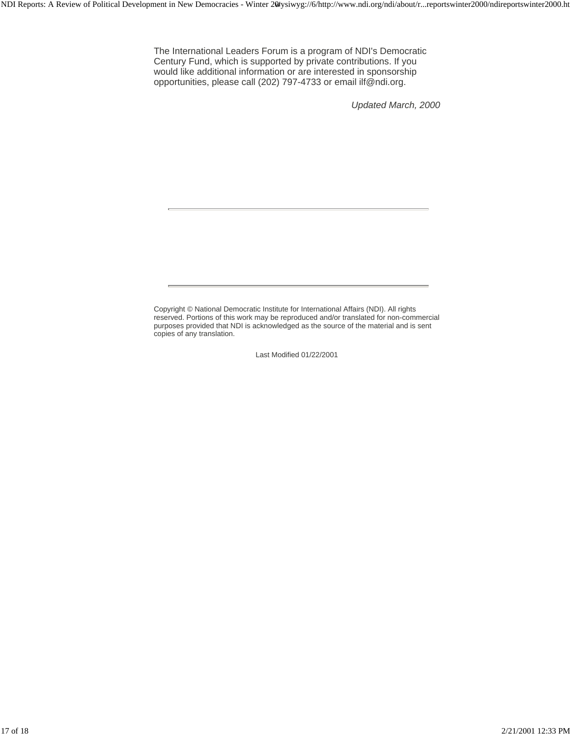The International Leaders Forum is a program of NDI's Democratic Century Fund, which is supported by private contributions. If you would like additional information or are interested in sponsorship opportunities, please call (202) 797-4733 or email ilf@ndi.org.

*Updated March, 2000*

---

---

Copyright © National Democratic Institute for International Affairs (NDI). All rights reserved. Portions of this work may be reproduced and/or translated for non-commercial purposes provided that NDI is acknowledged as the source of the material and is sent copies of any translation.

Last Modified 01/22/2001